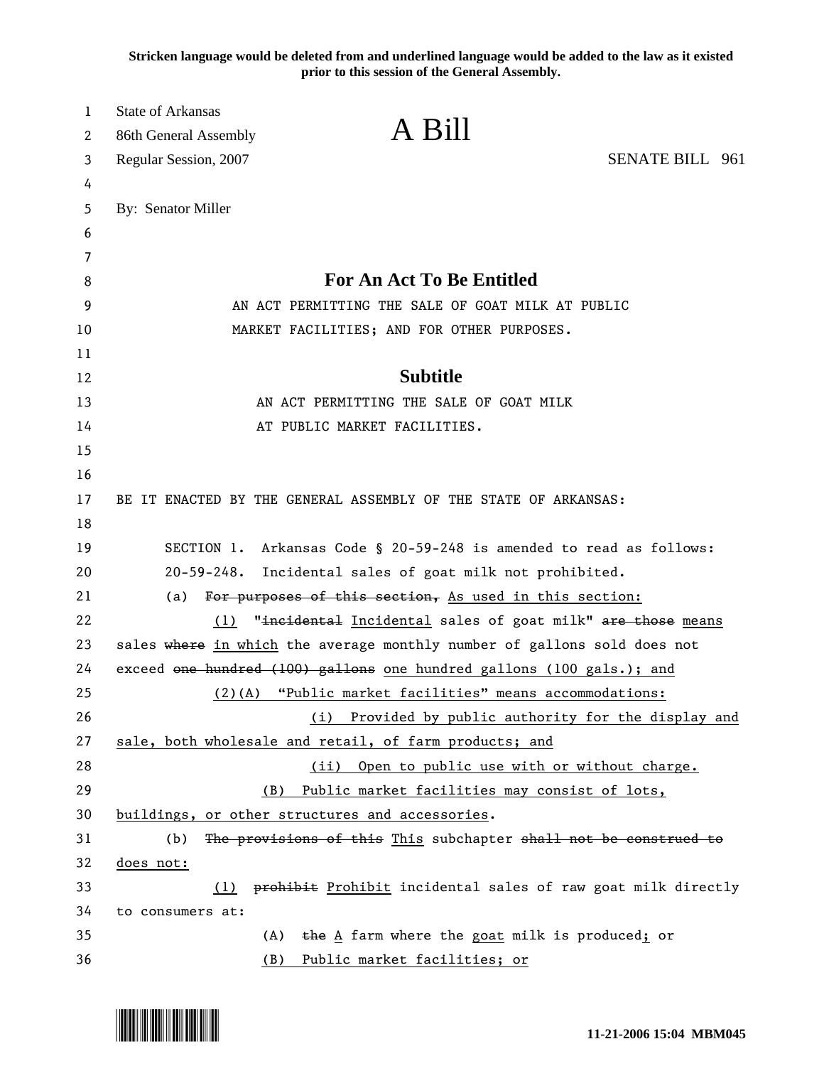**Stricken language would be deleted from and underlined language would be added to the law as it existed prior to this session of the General Assembly.**

State of Arkansas
86th General Assembly
Regular Session, 2007

# A Bill

SENATE BILL 961

By: Senator Miller

## For An Act To Be Entitled

AN ACT PERMITTING THE SALE OF GOAT MILK AT PUBLIC MARKET FACILITIES; AND FOR OTHER PURPOSES.

## Subtitle

AN ACT PERMITTING THE SALE OF GOAT MILK AT PUBLIC MARKET FACILITIES.

BE IT ENACTED BY THE GENERAL ASSEMBLY OF THE STATE OF ARKANSAS:

SECTION 1. Arkansas Code § 20-59-248 is amended to read as follows:

20-59-248. Incidental sales of goat milk not prohibited.

(a) ~~For purposes of this section,~~ <u>As used in this section:</u>

<u>(1)</u> "~~incidental~~ <u>Incidental</u> sales of goat milk" ~~are those~~ <u>means</u> sales ~~where~~ <u>in which</u> the average monthly number of gallons sold does not exceed ~~one hundred (100) gallons~~ <u>one hundred gallons (100 gals.); and</u>

<u>(2)(A) "Public market facilities" means accommodations:</u>

<u>(i) Provided by public authority for the display and sale, both wholesale and retail, of farm products; and</u>

<u>(ii) Open to public use with or without charge.</u>

<u>(B) Public market facilities may consist of lots, buildings, or other structures and accessories</u>.

(b) ~~The provisions of this~~ <u>This</u> subchapter ~~shall not be construed to~~ <u>does not:</u>

<u>(1)</u> ~~prohibit~~ <u>Prohibit</u> incidental sales of raw goat milk directly to consumers at:

(A) ~~the~~ <u>A</u> farm where the <u>goat</u> milk is produced<u>;</u> or

<u>(B) Public market facilities; or</u>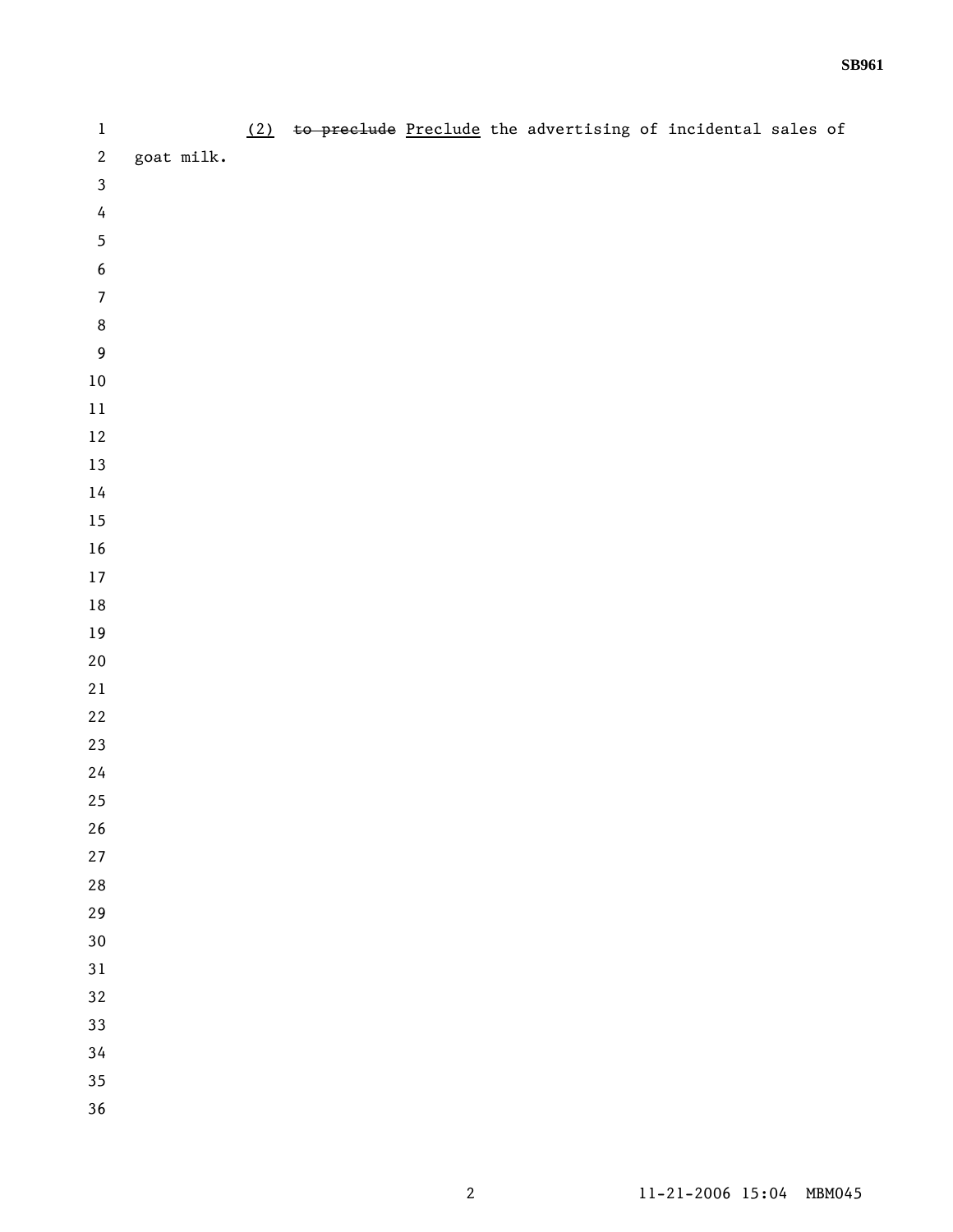(2) ~~to preclude~~ Preclude the advertising of incidental sales of goat milk.